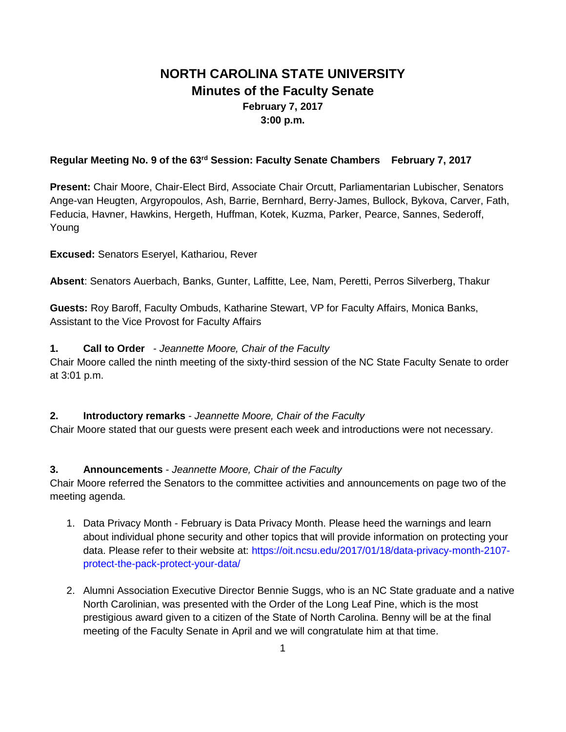# NORTH CAROLINA STATE UNIVERSITY

## Minutes of the Faculty Senate

**February 7, 2017**
**3:00 p.m.**

**Regular Meeting No. 9 of the 63rd Session: Faculty Senate Chambers    February 7, 2017**

**Present:** Chair Moore, Chair-Elect Bird, Associate Chair Orcutt, Parliamentarian Lubischer, Senators Ange-van Heugten, Argyropoulos, Ash, Barrie, Bernhard, Berry-James, Bullock, Bykova, Carver, Fath, Feducia, Havner, Hawkins, Hergeth, Huffman, Kotek, Kuzma, Parker, Pearce, Sannes, Sederoff, Young

**Excused:** Senators Eseryel, Kathariou, Rever

**Absent**: Senators Auerbach, Banks, Gunter, Laffitte, Lee, Nam, Peretti, Perros Silverberg, Thakur

**Guests:** Roy Baroff, Faculty Ombuds, Katharine Stewart, VP for Faculty Affairs, Monica Banks, Assistant to the Vice Provost for Faculty Affairs

**1. Call to Order** - *Jeannette Moore, Chair of the Faculty*

Chair Moore called the ninth meeting of the sixty-third session of the NC State Faculty Senate to order at 3:01 p.m.

**2. Introductory remarks** - *Jeannette Moore, Chair of the Faculty*

Chair Moore stated that our guests were present each week and introductions were not necessary.

**3. Announcements** - *Jeannette Moore, Chair of the Faculty*

Chair Moore referred the Senators to the committee activities and announcements on page two of the meeting agenda.

1. Data Privacy Month - February is Data Privacy Month. Please heed the warnings and learn about individual phone security and other topics that will provide information on protecting your data. Please refer to their website at: https://oit.ncsu.edu/2017/01/18/data-privacy-month-2107-protect-the-pack-protect-your-data/

2. Alumni Association Executive Director Bennie Suggs, who is an NC State graduate and a native North Carolinian, was presented with the Order of the Long Leaf Pine, which is the most prestigious award given to a citizen of the State of North Carolina. Benny will be at the final meeting of the Faculty Senate in April and we will congratulate him at that time.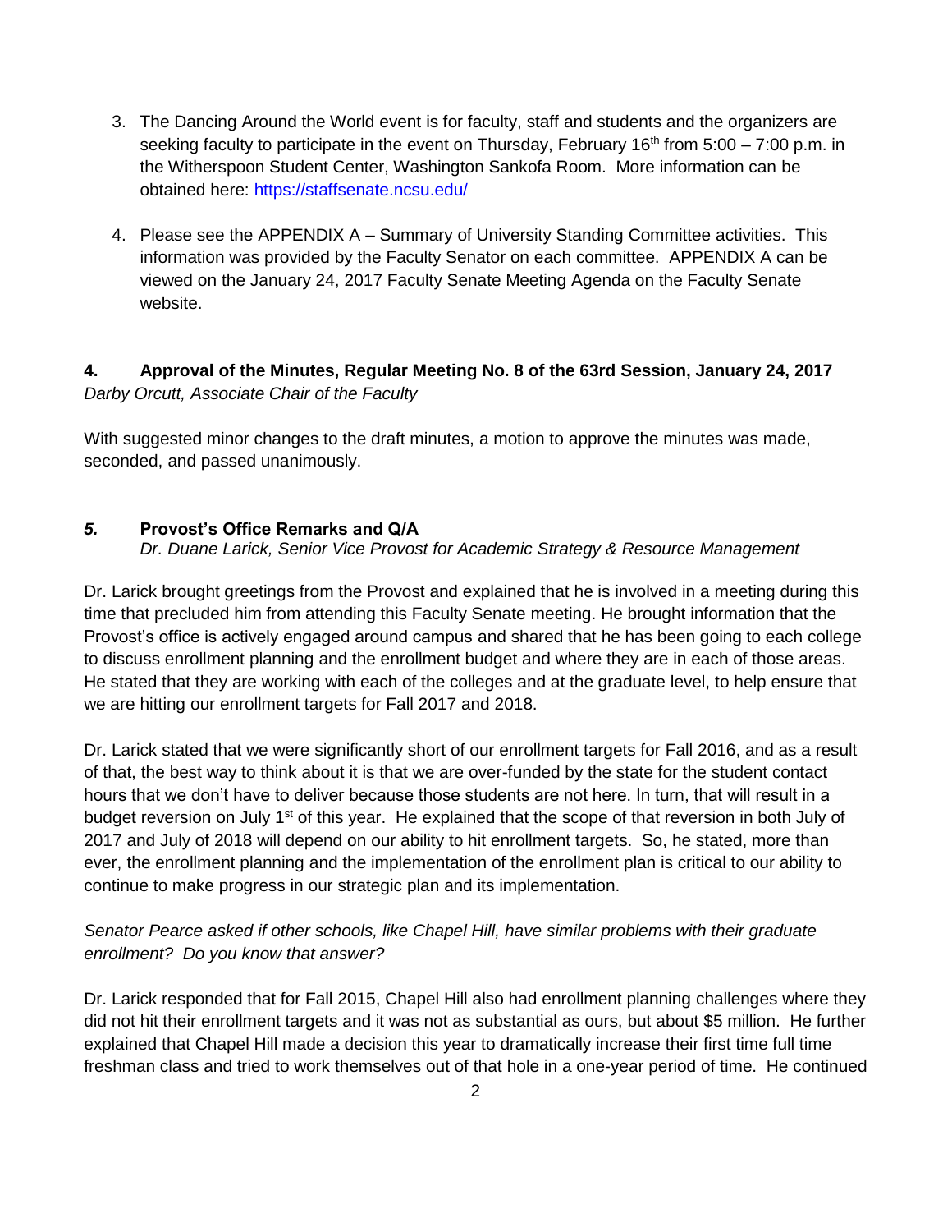3. The Dancing Around the World event is for faculty, staff and students and the organizers are seeking faculty to participate in the event on Thursday, February 16th from 5:00 – 7:00 p.m. in the Witherspoon Student Center, Washington Sankofa Room. More information can be obtained here: https://staffsenate.ncsu.edu/

4. Please see the APPENDIX A – Summary of University Standing Committee activities. This information was provided by the Faculty Senator on each committee. APPENDIX A can be viewed on the January 24, 2017 Faculty Senate Meeting Agenda on the Faculty Senate website.

**4. Approval of the Minutes, Regular Meeting No. 8 of the 63rd Session, January 24, 2017**
*Darby Orcutt, Associate Chair of the Faculty*

With suggested minor changes to the draft minutes, a motion to approve the minutes was made, seconded, and passed unanimously.

***5.* Provost's Office Remarks and Q/A**
*Dr. Duane Larick, Senior Vice Provost for Academic Strategy & Resource Management*

Dr. Larick brought greetings from the Provost and explained that he is involved in a meeting during this time that precluded him from attending this Faculty Senate meeting. He brought information that the Provost's office is actively engaged around campus and shared that he has been going to each college to discuss enrollment planning and the enrollment budget and where they are in each of those areas. He stated that they are working with each of the colleges and at the graduate level, to help ensure that we are hitting our enrollment targets for Fall 2017 and 2018.

Dr. Larick stated that we were significantly short of our enrollment targets for Fall 2016, and as a result of that, the best way to think about it is that we are over-funded by the state for the student contact hours that we don't have to deliver because those students are not here. In turn, that will result in a budget reversion on July 1st of this year. He explained that the scope of that reversion in both July of 2017 and July of 2018 will depend on our ability to hit enrollment targets. So, he stated, more than ever, the enrollment planning and the implementation of the enrollment plan is critical to our ability to continue to make progress in our strategic plan and its implementation.

*Senator Pearce asked if other schools, like Chapel Hill, have similar problems with their graduate enrollment? Do you know that answer?*

Dr. Larick responded that for Fall 2015, Chapel Hill also had enrollment planning challenges where they did not hit their enrollment targets and it was not as substantial as ours, but about $5 million. He further explained that Chapel Hill made a decision this year to dramatically increase their first time full time freshman class and tried to work themselves out of that hole in a one-year period of time. He continued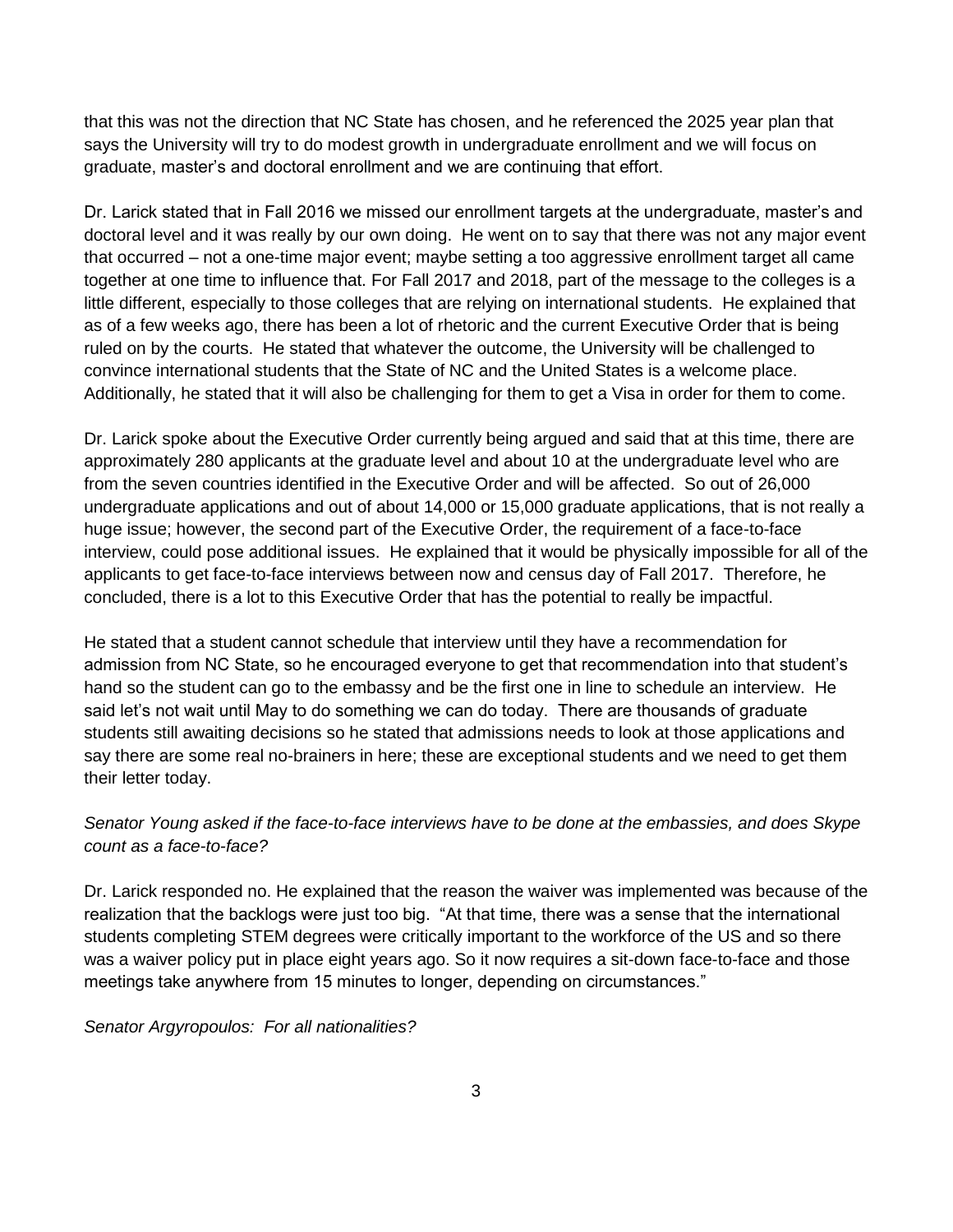that this was not the direction that NC State has chosen, and he referenced the 2025 year plan that says the University will try to do modest growth in undergraduate enrollment and we will focus on graduate, master's and doctoral enrollment and we are continuing that effort.

Dr. Larick stated that in Fall 2016 we missed our enrollment targets at the undergraduate, master's and doctoral level and it was really by our own doing. He went on to say that there was not any major event that occurred – not a one-time major event; maybe setting a too aggressive enrollment target all came together at one time to influence that. For Fall 2017 and 2018, part of the message to the colleges is a little different, especially to those colleges that are relying on international students. He explained that as of a few weeks ago, there has been a lot of rhetoric and the current Executive Order that is being ruled on by the courts. He stated that whatever the outcome, the University will be challenged to convince international students that the State of NC and the United States is a welcome place. Additionally, he stated that it will also be challenging for them to get a Visa in order for them to come.

Dr. Larick spoke about the Executive Order currently being argued and said that at this time, there are approximately 280 applicants at the graduate level and about 10 at the undergraduate level who are from the seven countries identified in the Executive Order and will be affected. So out of 26,000 undergraduate applications and out of about 14,000 or 15,000 graduate applications, that is not really a huge issue; however, the second part of the Executive Order, the requirement of a face-to-face interview, could pose additional issues. He explained that it would be physically impossible for all of the applicants to get face-to-face interviews between now and census day of Fall 2017. Therefore, he concluded, there is a lot to this Executive Order that has the potential to really be impactful.

He stated that a student cannot schedule that interview until they have a recommendation for admission from NC State, so he encouraged everyone to get that recommendation into that student's hand so the student can go to the embassy and be the first one in line to schedule an interview. He said let's not wait until May to do something we can do today. There are thousands of graduate students still awaiting decisions so he stated that admissions needs to look at those applications and say there are some real no-brainers in here; these are exceptional students and we need to get them their letter today.

*Senator Young asked if the face-to-face interviews have to be done at the embassies, and does Skype count as a face-to-face?*

Dr. Larick responded no. He explained that the reason the waiver was implemented was because of the realization that the backlogs were just too big. "At that time, there was a sense that the international students completing STEM degrees were critically important to the workforce of the US and so there was a waiver policy put in place eight years ago. So it now requires a sit-down face-to-face and those meetings take anywhere from 15 minutes to longer, depending on circumstances."

*Senator Argyropoulos: For all nationalities?*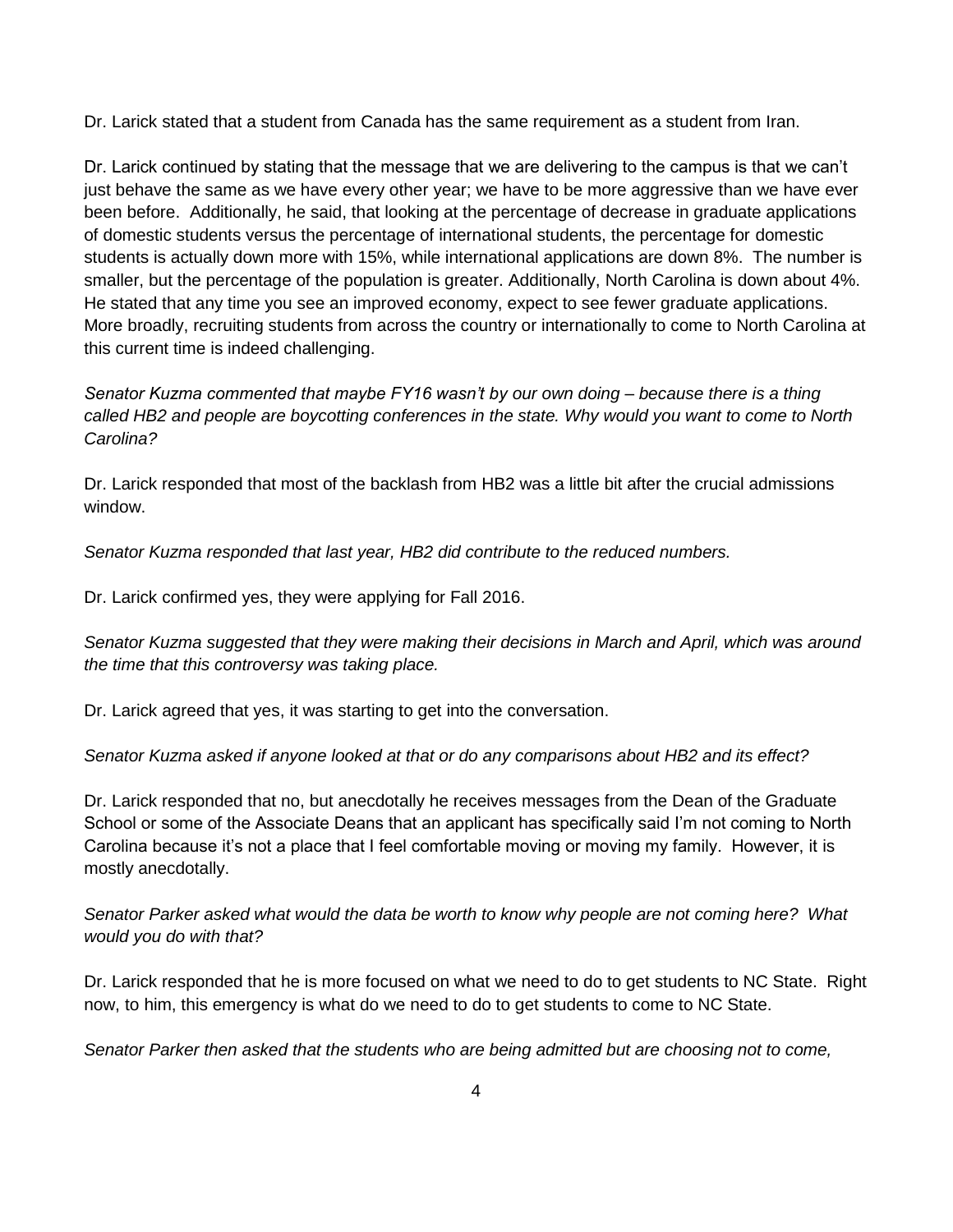Dr. Larick stated that a student from Canada has the same requirement as a student from Iran.

Dr. Larick continued by stating that the message that we are delivering to the campus is that we can't just behave the same as we have every other year; we have to be more aggressive than we have ever been before. Additionally, he said, that looking at the percentage of decrease in graduate applications of domestic students versus the percentage of international students, the percentage for domestic students is actually down more with 15%, while international applications are down 8%. The number is smaller, but the percentage of the population is greater. Additionally, North Carolina is down about 4%. He stated that any time you see an improved economy, expect to see fewer graduate applications. More broadly, recruiting students from across the country or internationally to come to North Carolina at this current time is indeed challenging.

*Senator Kuzma commented that maybe FY16 wasn't by our own doing – because there is a thing called HB2 and people are boycotting conferences in the state. Why would you want to come to North Carolina?*

Dr. Larick responded that most of the backlash from HB2 was a little bit after the crucial admissions window.

*Senator Kuzma responded that last year, HB2 did contribute to the reduced numbers.*

Dr. Larick confirmed yes, they were applying for Fall 2016.

*Senator Kuzma suggested that they were making their decisions in March and April, which was around the time that this controversy was taking place.*

Dr. Larick agreed that yes, it was starting to get into the conversation.

*Senator Kuzma asked if anyone looked at that or do any comparisons about HB2 and its effect?*

Dr. Larick responded that no, but anecdotally he receives messages from the Dean of the Graduate School or some of the Associate Deans that an applicant has specifically said I'm not coming to North Carolina because it's not a place that I feel comfortable moving or moving my family. However, it is mostly anecdotally.

*Senator Parker asked what would the data be worth to know why people are not coming here? What would you do with that?*

Dr. Larick responded that he is more focused on what we need to do to get students to NC State. Right now, to him, this emergency is what do we need to do to get students to come to NC State.

*Senator Parker then asked that the students who are being admitted but are choosing not to come,*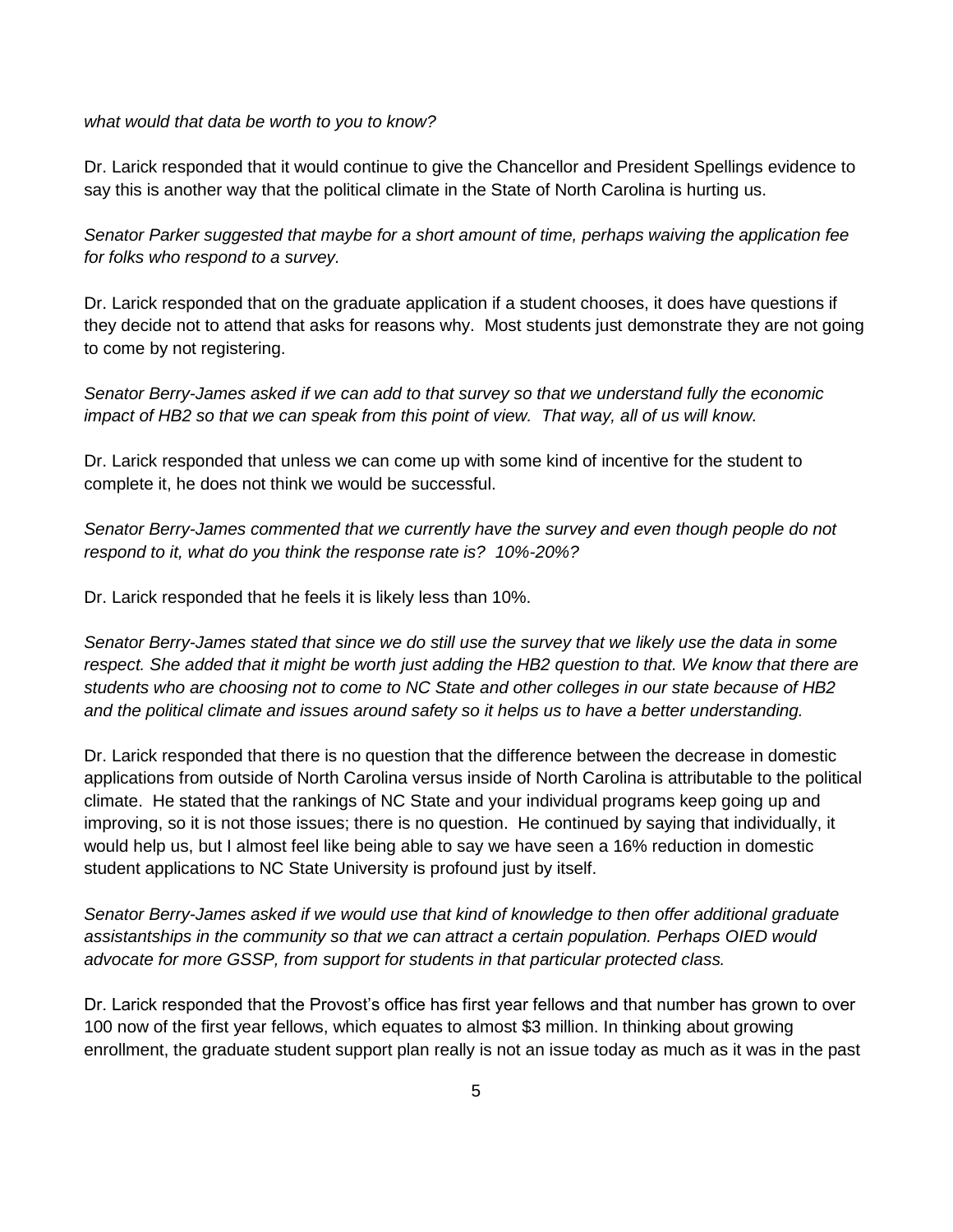*what would that data be worth to you to know?*

Dr. Larick responded that it would continue to give the Chancellor and President Spellings evidence to say this is another way that the political climate in the State of North Carolina is hurting us.

*Senator Parker suggested that maybe for a short amount of time, perhaps waiving the application fee for folks who respond to a survey.*

Dr. Larick responded that on the graduate application if a student chooses, it does have questions if they decide not to attend that asks for reasons why. Most students just demonstrate they are not going to come by not registering.

*Senator Berry-James asked if we can add to that survey so that we understand fully the economic impact of HB2 so that we can speak from this point of view. That way, all of us will know.*

Dr. Larick responded that unless we can come up with some kind of incentive for the student to complete it, he does not think we would be successful.

*Senator Berry-James commented that we currently have the survey and even though people do not respond to it, what do you think the response rate is? 10%-20%?*

Dr. Larick responded that he feels it is likely less than 10%.

*Senator Berry-James stated that since we do still use the survey that we likely use the data in some respect. She added that it might be worth just adding the HB2 question to that. We know that there are students who are choosing not to come to NC State and other colleges in our state because of HB2 and the political climate and issues around safety so it helps us to have a better understanding.*

Dr. Larick responded that there is no question that the difference between the decrease in domestic applications from outside of North Carolina versus inside of North Carolina is attributable to the political climate. He stated that the rankings of NC State and your individual programs keep going up and improving, so it is not those issues; there is no question. He continued by saying that individually, it would help us, but I almost feel like being able to say we have seen a 16% reduction in domestic student applications to NC State University is profound just by itself.

*Senator Berry-James asked if we would use that kind of knowledge to then offer additional graduate assistantships in the community so that we can attract a certain population. Perhaps OIED would advocate for more GSSP, from support for students in that particular protected class.*

Dr. Larick responded that the Provost's office has first year fellows and that number has grown to over 100 now of the first year fellows, which equates to almost $3 million. In thinking about growing enrollment, the graduate student support plan really is not an issue today as much as it was in the past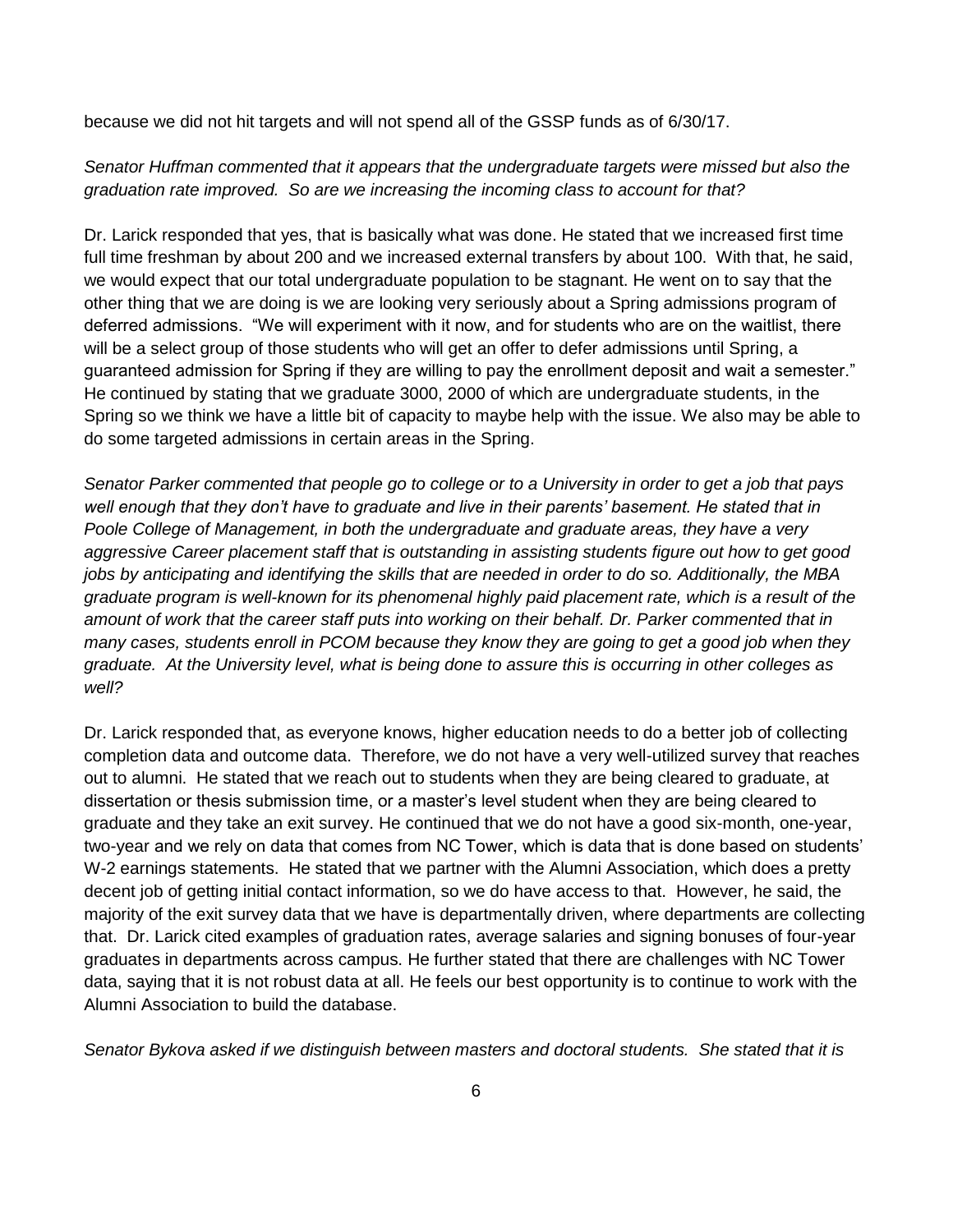because we did not hit targets and will not spend all of the GSSP funds as of 6/30/17.

*Senator Huffman commented that it appears that the undergraduate targets were missed but also the graduation rate improved. So are we increasing the incoming class to account for that?*

Dr. Larick responded that yes, that is basically what was done. He stated that we increased first time full time freshman by about 200 and we increased external transfers by about 100. With that, he said, we would expect that our total undergraduate population to be stagnant. He went on to say that the other thing that we are doing is we are looking very seriously about a Spring admissions program of deferred admissions. "We will experiment with it now, and for students who are on the waitlist, there will be a select group of those students who will get an offer to defer admissions until Spring, a guaranteed admission for Spring if they are willing to pay the enrollment deposit and wait a semester." He continued by stating that we graduate 3000, 2000 of which are undergraduate students, in the Spring so we think we have a little bit of capacity to maybe help with the issue. We also may be able to do some targeted admissions in certain areas in the Spring.

*Senator Parker commented that people go to college or to a University in order to get a job that pays well enough that they don't have to graduate and live in their parents' basement. He stated that in Poole College of Management, in both the undergraduate and graduate areas, they have a very aggressive Career placement staff that is outstanding in assisting students figure out how to get good jobs by anticipating and identifying the skills that are needed in order to do so. Additionally, the MBA graduate program is well-known for its phenomenal highly paid placement rate, which is a result of the amount of work that the career staff puts into working on their behalf. Dr. Parker commented that in many cases, students enroll in PCOM because they know they are going to get a good job when they graduate. At the University level, what is being done to assure this is occurring in other colleges as well?*

Dr. Larick responded that, as everyone knows, higher education needs to do a better job of collecting completion data and outcome data. Therefore, we do not have a very well-utilized survey that reaches out to alumni. He stated that we reach out to students when they are being cleared to graduate, at dissertation or thesis submission time, or a master's level student when they are being cleared to graduate and they take an exit survey. He continued that we do not have a good six-month, one-year, two-year and we rely on data that comes from NC Tower, which is data that is done based on students' W-2 earnings statements. He stated that we partner with the Alumni Association, which does a pretty decent job of getting initial contact information, so we do have access to that. However, he said, the majority of the exit survey data that we have is departmentally driven, where departments are collecting that. Dr. Larick cited examples of graduation rates, average salaries and signing bonuses of four-year graduates in departments across campus. He further stated that there are challenges with NC Tower data, saying that it is not robust data at all. He feels our best opportunity is to continue to work with the Alumni Association to build the database.

*Senator Bykova asked if we distinguish between masters and doctoral students. She stated that it is*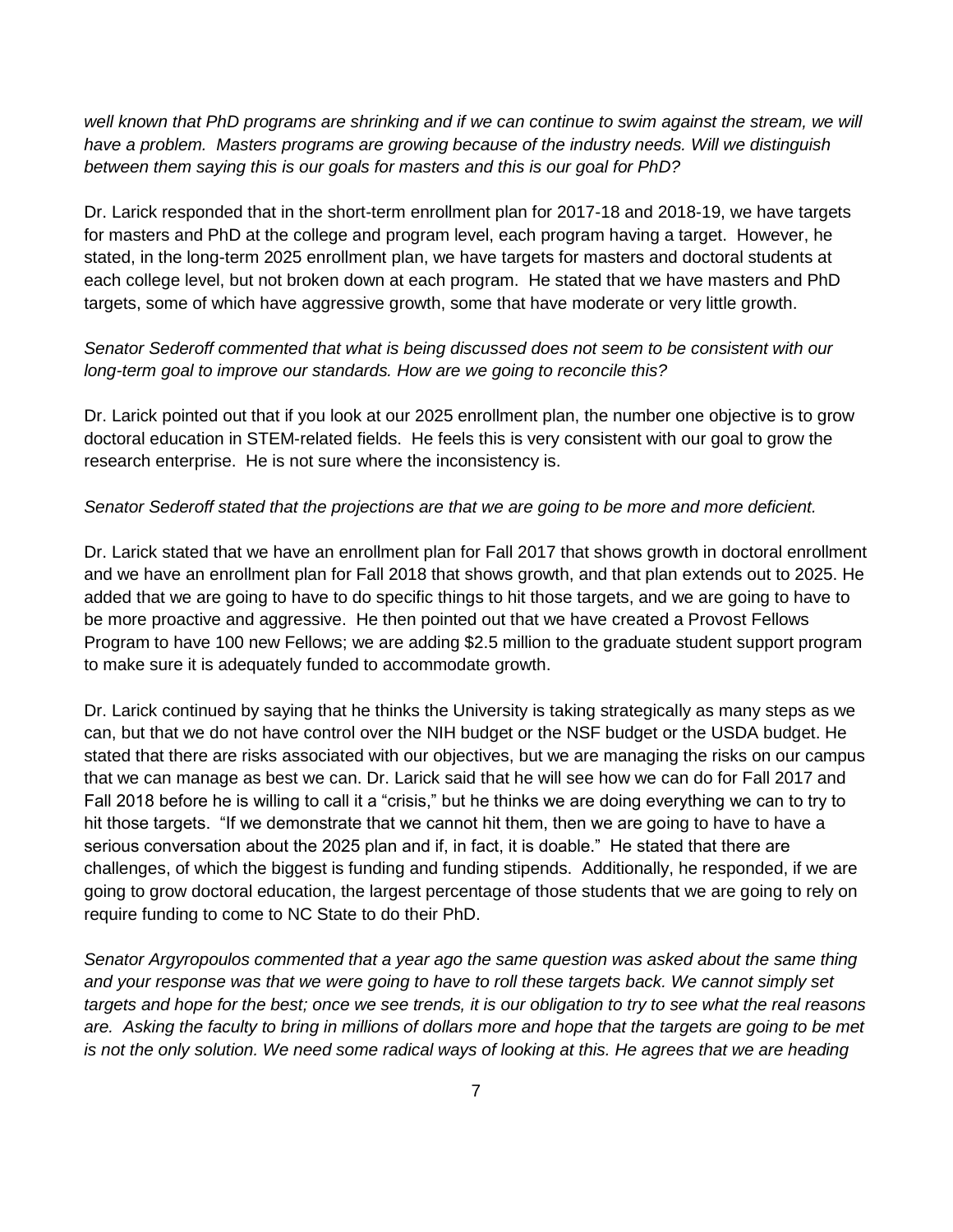*well known that PhD programs are shrinking and if we can continue to swim against the stream, we will have a problem. Masters programs are growing because of the industry needs. Will we distinguish between them saying this is our goals for masters and this is our goal for PhD?*

Dr. Larick responded that in the short-term enrollment plan for 2017-18 and 2018-19, we have targets for masters and PhD at the college and program level, each program having a target. However, he stated, in the long-term 2025 enrollment plan, we have targets for masters and doctoral students at each college level, but not broken down at each program. He stated that we have masters and PhD targets, some of which have aggressive growth, some that have moderate or very little growth.

*Senator Sederoff commented that what is being discussed does not seem to be consistent with our long-term goal to improve our standards. How are we going to reconcile this?*

Dr. Larick pointed out that if you look at our 2025 enrollment plan, the number one objective is to grow doctoral education in STEM-related fields. He feels this is very consistent with our goal to grow the research enterprise. He is not sure where the inconsistency is.

*Senator Sederoff stated that the projections are that we are going to be more and more deficient.*

Dr. Larick stated that we have an enrollment plan for Fall 2017 that shows growth in doctoral enrollment and we have an enrollment plan for Fall 2018 that shows growth, and that plan extends out to 2025. He added that we are going to have to do specific things to hit those targets, and we are going to have to be more proactive and aggressive. He then pointed out that we have created a Provost Fellows Program to have 100 new Fellows; we are adding $2.5 million to the graduate student support program to make sure it is adequately funded to accommodate growth.

Dr. Larick continued by saying that he thinks the University is taking strategically as many steps as we can, but that we do not have control over the NIH budget or the NSF budget or the USDA budget. He stated that there are risks associated with our objectives, but we are managing the risks on our campus that we can manage as best we can. Dr. Larick said that he will see how we can do for Fall 2017 and Fall 2018 before he is willing to call it a "crisis," but he thinks we are doing everything we can to try to hit those targets. "If we demonstrate that we cannot hit them, then we are going to have to have a serious conversation about the 2025 plan and if, in fact, it is doable." He stated that there are challenges, of which the biggest is funding and funding stipends. Additionally, he responded, if we are going to grow doctoral education, the largest percentage of those students that we are going to rely on require funding to come to NC State to do their PhD.

*Senator Argyropoulos commented that a year ago the same question was asked about the same thing and your response was that we were going to have to roll these targets back. We cannot simply set targets and hope for the best; once we see trends, it is our obligation to try to see what the real reasons are. Asking the faculty to bring in millions of dollars more and hope that the targets are going to be met is not the only solution. We need some radical ways of looking at this. He agrees that we are heading*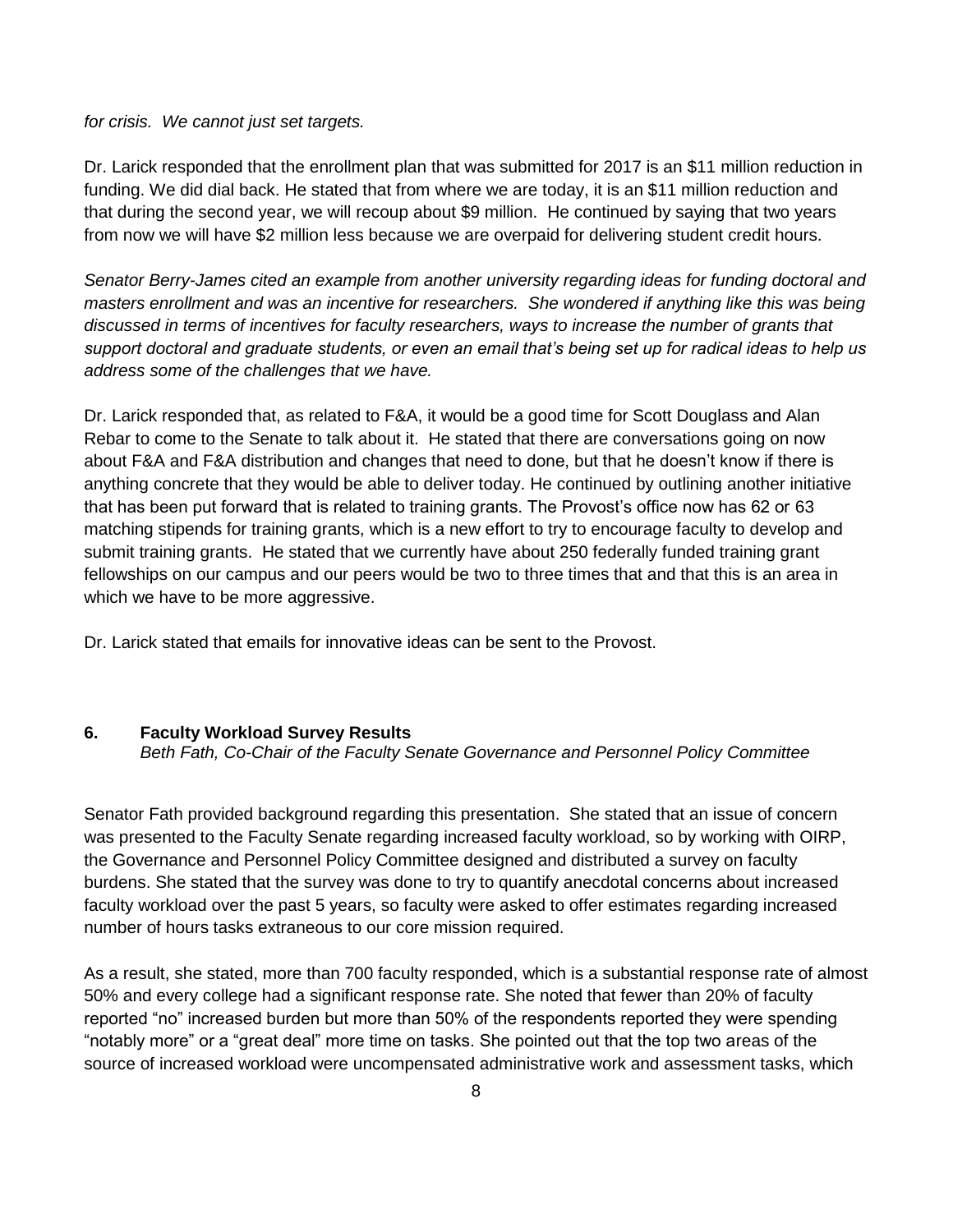*for crisis. We cannot just set targets.*

Dr. Larick responded that the enrollment plan that was submitted for 2017 is an $11 million reduction in funding. We did dial back. He stated that from where we are today, it is an $11 million reduction and that during the second year, we will recoup about $9 million. He continued by saying that two years from now we will have $2 million less because we are overpaid for delivering student credit hours.

*Senator Berry-James cited an example from another university regarding ideas for funding doctoral and masters enrollment and was an incentive for researchers. She wondered if anything like this was being discussed in terms of incentives for faculty researchers, ways to increase the number of grants that support doctoral and graduate students, or even an email that's being set up for radical ideas to help us address some of the challenges that we have.*

Dr. Larick responded that, as related to F&A, it would be a good time for Scott Douglass and Alan Rebar to come to the Senate to talk about it. He stated that there are conversations going on now about F&A and F&A distribution and changes that need to done, but that he doesn't know if there is anything concrete that they would be able to deliver today. He continued by outlining another initiative that has been put forward that is related to training grants. The Provost's office now has 62 or 63 matching stipends for training grants, which is a new effort to try to encourage faculty to develop and submit training grants. He stated that we currently have about 250 federally funded training grant fellowships on our campus and our peers would be two to three times that and that this is an area in which we have to be more aggressive.

Dr. Larick stated that emails for innovative ideas can be sent to the Provost.

### 6. Faculty Workload Survey Results

*Beth Fath, Co-Chair of the Faculty Senate Governance and Personnel Policy Committee*

Senator Fath provided background regarding this presentation. She stated that an issue of concern was presented to the Faculty Senate regarding increased faculty workload, so by working with OIRP, the Governance and Personnel Policy Committee designed and distributed a survey on faculty burdens. She stated that the survey was done to try to quantify anecdotal concerns about increased faculty workload over the past 5 years, so faculty were asked to offer estimates regarding increased number of hours tasks extraneous to our core mission required.

As a result, she stated, more than 700 faculty responded, which is a substantial response rate of almost 50% and every college had a significant response rate. She noted that fewer than 20% of faculty reported "no" increased burden but more than 50% of the respondents reported they were spending "notably more" or a "great deal" more time on tasks. She pointed out that the top two areas of the source of increased workload were uncompensated administrative work and assessment tasks, which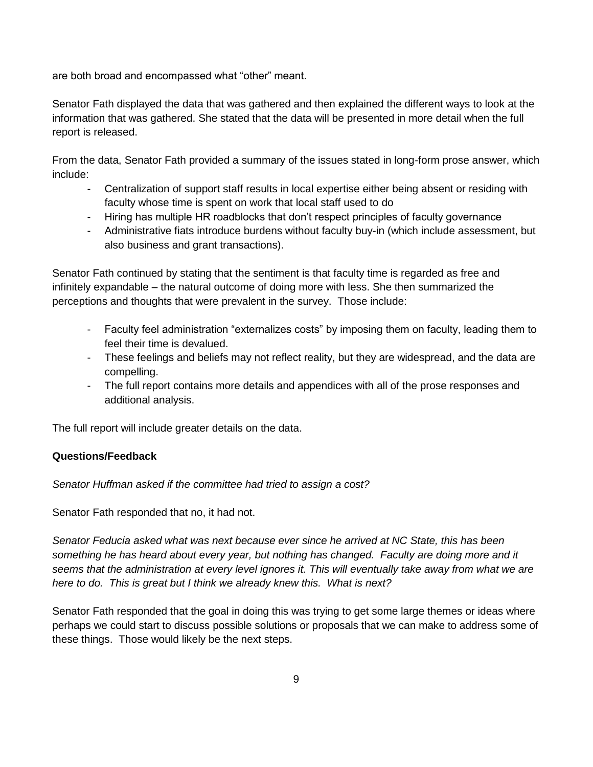are both broad and encompassed what "other" meant.

Senator Fath displayed the data that was gathered and then explained the different ways to look at the information that was gathered. She stated that the data will be presented in more detail when the full report is released.

From the data, Senator Fath provided a summary of the issues stated in long-form prose answer, which include:

- Centralization of support staff results in local expertise either being absent or residing with faculty whose time is spent on work that local staff used to do
- Hiring has multiple HR roadblocks that don't respect principles of faculty governance
- Administrative fiats introduce burdens without faculty buy-in (which include assessment, but also business and grant transactions).

Senator Fath continued by stating that the sentiment is that faculty time is regarded as free and infinitely expandable – the natural outcome of doing more with less. She then summarized the perceptions and thoughts that were prevalent in the survey. Those include:

- Faculty feel administration "externalizes costs" by imposing them on faculty, leading them to feel their time is devalued.
- These feelings and beliefs may not reflect reality, but they are widespread, and the data are compelling.
- The full report contains more details and appendices with all of the prose responses and additional analysis.

The full report will include greater details on the data.

**Questions/Feedback**

*Senator Huffman asked if the committee had tried to assign a cost?*

Senator Fath responded that no, it had not.

*Senator Feducia asked what was next because ever since he arrived at NC State, this has been something he has heard about every year, but nothing has changed. Faculty are doing more and it seems that the administration at every level ignores it. This will eventually take away from what we are here to do. This is great but I think we already knew this. What is next?*

Senator Fath responded that the goal in doing this was trying to get some large themes or ideas where perhaps we could start to discuss possible solutions or proposals that we can make to address some of these things. Those would likely be the next steps.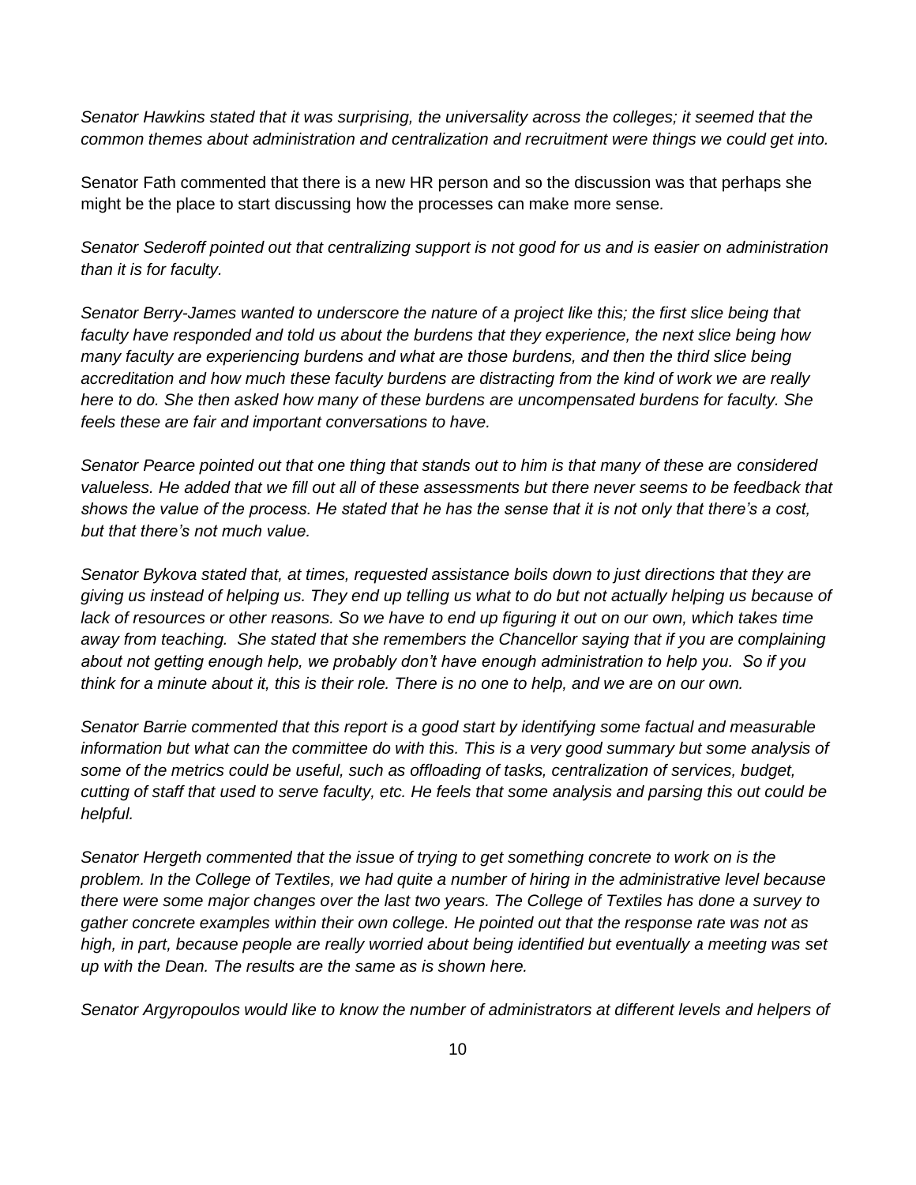*Senator Hawkins stated that it was surprising, the universality across the colleges; it seemed that the common themes about administration and centralization and recruitment were things we could get into.*

Senator Fath commented that there is a new HR person and so the discussion was that perhaps she might be the place to start discussing how the processes can make more sense.

*Senator Sederoff pointed out that centralizing support is not good for us and is easier on administration than it is for faculty.*

*Senator Berry-James wanted to underscore the nature of a project like this; the first slice being that faculty have responded and told us about the burdens that they experience, the next slice being how many faculty are experiencing burdens and what are those burdens, and then the third slice being accreditation and how much these faculty burdens are distracting from the kind of work we are really here to do. She then asked how many of these burdens are uncompensated burdens for faculty. She feels these are fair and important conversations to have.*

*Senator Pearce pointed out that one thing that stands out to him is that many of these are considered valueless. He added that we fill out all of these assessments but there never seems to be feedback that shows the value of the process. He stated that he has the sense that it is not only that there's a cost, but that there's not much value.*

*Senator Bykova stated that, at times, requested assistance boils down to just directions that they are giving us instead of helping us. They end up telling us what to do but not actually helping us because of lack of resources or other reasons. So we have to end up figuring it out on our own, which takes time away from teaching. She stated that she remembers the Chancellor saying that if you are complaining about not getting enough help, we probably don't have enough administration to help you. So if you think for a minute about it, this is their role. There is no one to help, and we are on our own.*

*Senator Barrie commented that this report is a good start by identifying some factual and measurable information but what can the committee do with this. This is a very good summary but some analysis of some of the metrics could be useful, such as offloading of tasks, centralization of services, budget, cutting of staff that used to serve faculty, etc. He feels that some analysis and parsing this out could be helpful.*

*Senator Hergeth commented that the issue of trying to get something concrete to work on is the problem. In the College of Textiles, we had quite a number of hiring in the administrative level because there were some major changes over the last two years. The College of Textiles has done a survey to gather concrete examples within their own college. He pointed out that the response rate was not as high, in part, because people are really worried about being identified but eventually a meeting was set up with the Dean. The results are the same as is shown here.*

*Senator Argyropoulos would like to know the number of administrators at different levels and helpers of*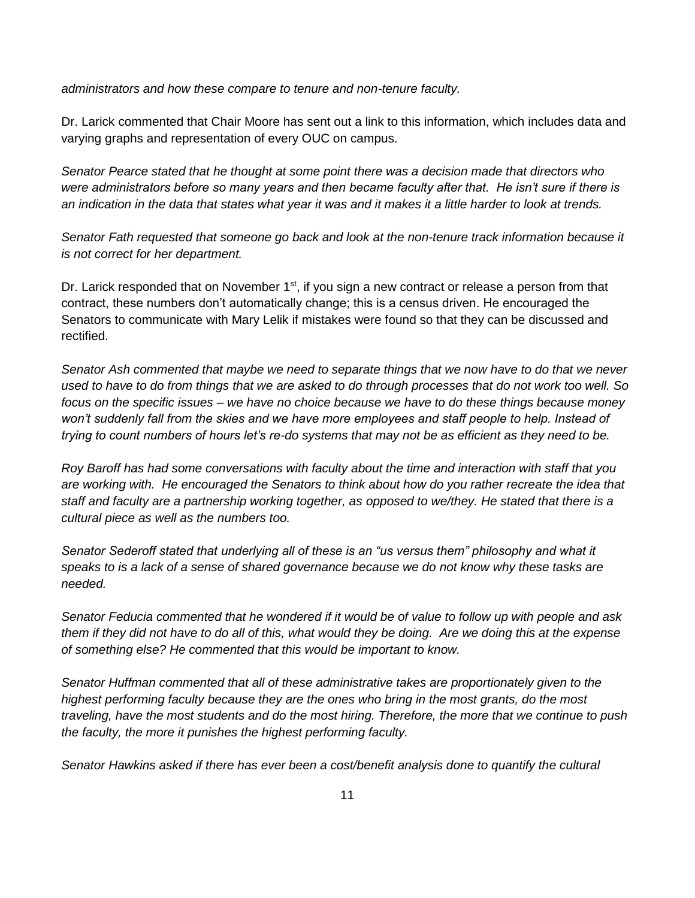*administrators and how these compare to tenure and non-tenure faculty.*

Dr. Larick commented that Chair Moore has sent out a link to this information, which includes data and varying graphs and representation of every OUC on campus.

*Senator Pearce stated that he thought at some point there was a decision made that directors who were administrators before so many years and then became faculty after that. He isn't sure if there is an indication in the data that states what year it was and it makes it a little harder to look at trends.*

*Senator Fath requested that someone go back and look at the non-tenure track information because it is not correct for her department.*

Dr. Larick responded that on November 1st, if you sign a new contract or release a person from that contract, these numbers don't automatically change; this is a census driven. He encouraged the Senators to communicate with Mary Lelik if mistakes were found so that they can be discussed and rectified.

*Senator Ash commented that maybe we need to separate things that we now have to do that we never used to have to do from things that we are asked to do through processes that do not work too well. So focus on the specific issues – we have no choice because we have to do these things because money won't suddenly fall from the skies and we have more employees and staff people to help. Instead of trying to count numbers of hours let's re-do systems that may not be as efficient as they need to be.*

*Roy Baroff has had some conversations with faculty about the time and interaction with staff that you are working with. He encouraged the Senators to think about how do you rather recreate the idea that staff and faculty are a partnership working together, as opposed to we/they. He stated that there is a cultural piece as well as the numbers too.*

*Senator Sederoff stated that underlying all of these is an "us versus them" philosophy and what it speaks to is a lack of a sense of shared governance because we do not know why these tasks are needed.*

*Senator Feducia commented that he wondered if it would be of value to follow up with people and ask them if they did not have to do all of this, what would they be doing. Are we doing this at the expense of something else? He commented that this would be important to know.*

*Senator Huffman commented that all of these administrative takes are proportionately given to the highest performing faculty because they are the ones who bring in the most grants, do the most traveling, have the most students and do the most hiring. Therefore, the more that we continue to push the faculty, the more it punishes the highest performing faculty.*

*Senator Hawkins asked if there has ever been a cost/benefit analysis done to quantify the cultural*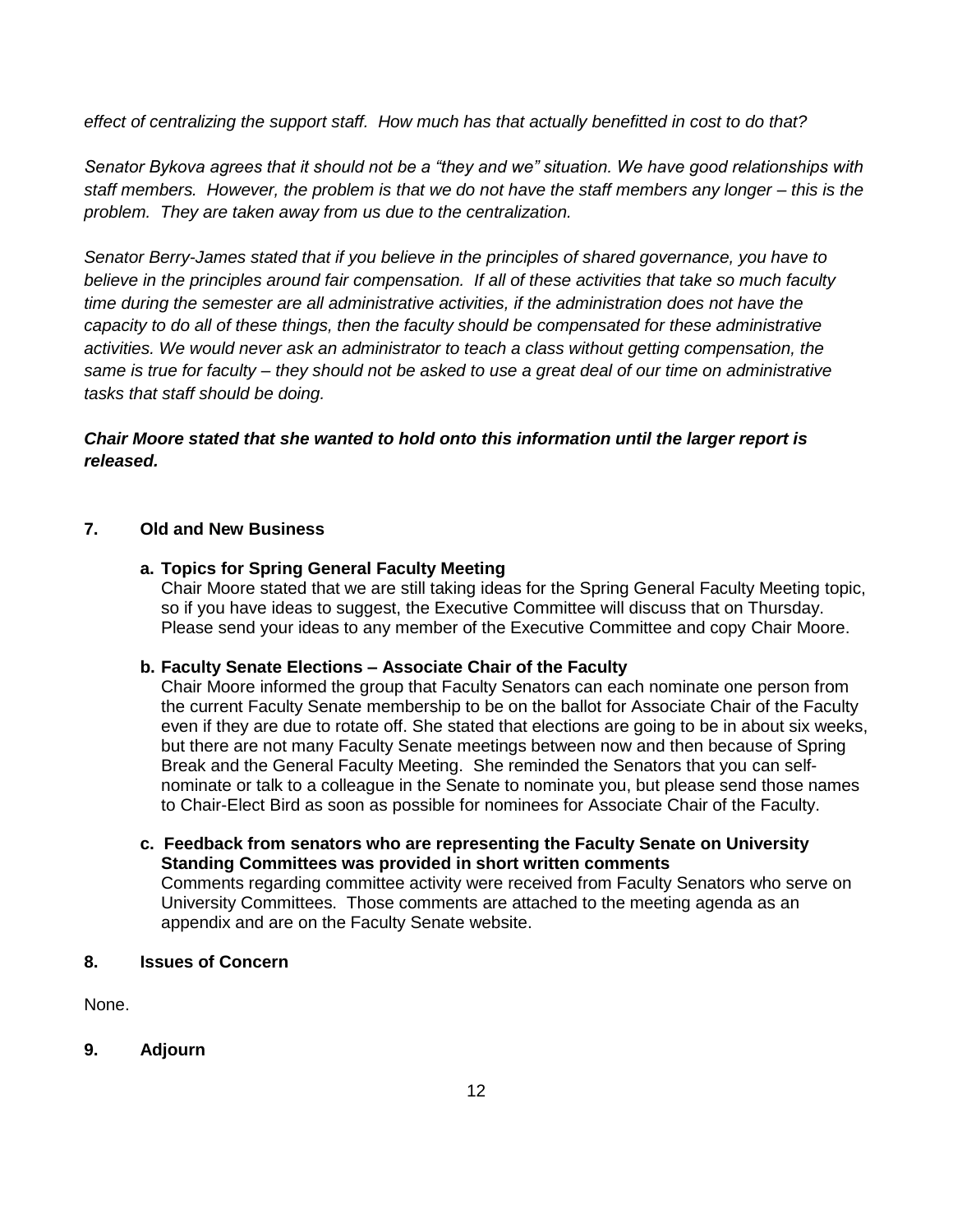*effect of centralizing the support staff. How much has that actually benefitted in cost to do that?*

*Senator Bykova agrees that it should not be a "they and we" situation. We have good relationships with staff members. However, the problem is that we do not have the staff members any longer – this is the problem. They are taken away from us due to the centralization.*

*Senator Berry-James stated that if you believe in the principles of shared governance, you have to believe in the principles around fair compensation. If all of these activities that take so much faculty time during the semester are all administrative activities, if the administration does not have the capacity to do all of these things, then the faculty should be compensated for these administrative activities. We would never ask an administrator to teach a class without getting compensation, the same is true for faculty – they should not be asked to use a great deal of our time on administrative tasks that staff should be doing.*

***Chair Moore stated that she wanted to hold onto this information until the larger report is released.***

**7. Old and New Business**

**a. Topics for Spring General Faculty Meeting**
Chair Moore stated that we are still taking ideas for the Spring General Faculty Meeting topic, so if you have ideas to suggest, the Executive Committee will discuss that on Thursday. Please send your ideas to any member of the Executive Committee and copy Chair Moore.

**b. Faculty Senate Elections – Associate Chair of the Faculty**
Chair Moore informed the group that Faculty Senators can each nominate one person from the current Faculty Senate membership to be on the ballot for Associate Chair of the Faculty even if they are due to rotate off. She stated that elections are going to be in about six weeks, but there are not many Faculty Senate meetings between now and then because of Spring Break and the General Faculty Meeting. She reminded the Senators that you can self-nominate or talk to a colleague in the Senate to nominate you, but please send those names to Chair-Elect Bird as soon as possible for nominees for Associate Chair of the Faculty.

**c. Feedback from senators who are representing the Faculty Senate on University Standing Committees was provided in short written comments**
Comments regarding committee activity were received from Faculty Senators who serve on University Committees. Those comments are attached to the meeting agenda as an appendix and are on the Faculty Senate website.

**8. Issues of Concern**

None.

**9. Adjourn**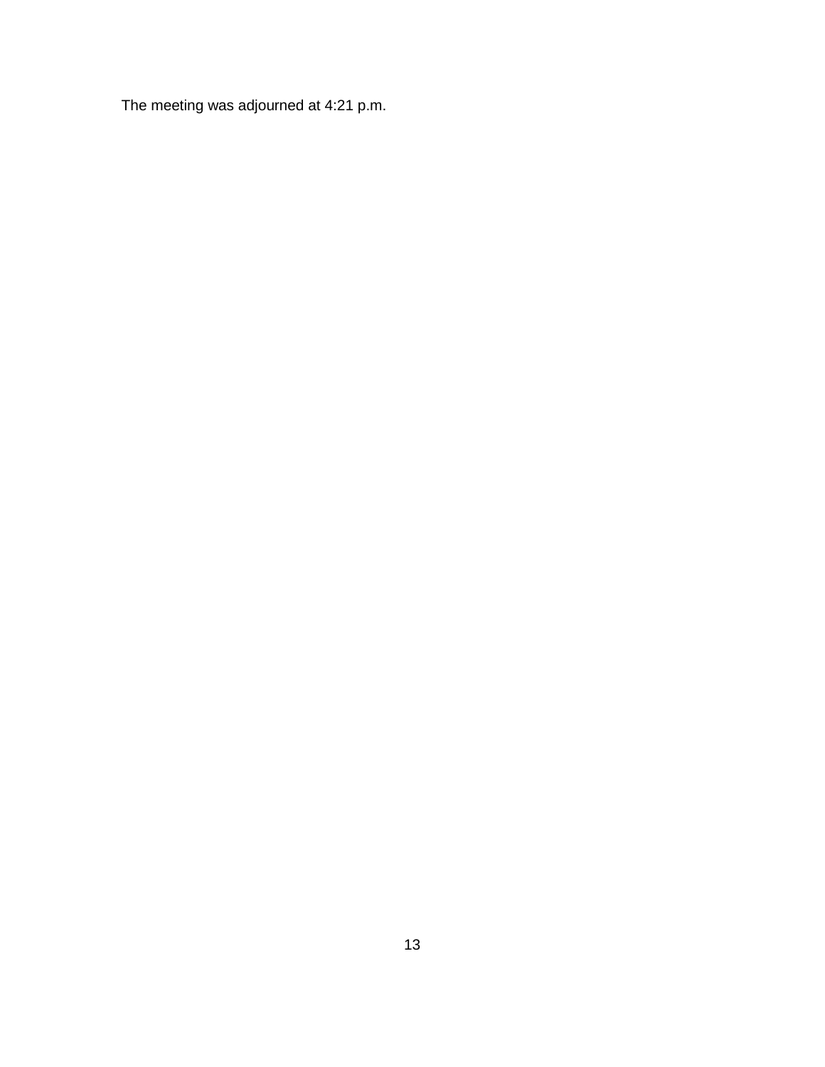The meeting was adjourned at 4:21 p.m.